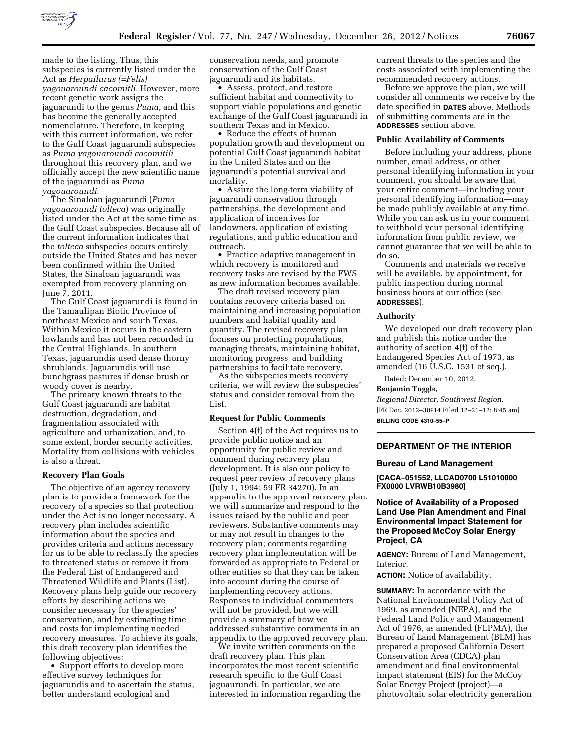made to the listing. Thus, this subspecies is currently listed under the Act as *Herpailurus (=Felis) yagouaroundi cacomitli.* However, more recent genetic work assigns the jaguarundi to the genus *Puma,* and this has become the generally accepted nomenclature. Therefore, in keeping with this current information, we refer to the Gulf Coast jaguarundi subspecies as *Puma yagouaroundi cacomitili* throughout this recovery plan, and we officially accept the new scientific name of the jaguarundi as *Puma yagouaroundi.*

The Sinaloan jaguarundi (*Puma yagouaroundi tolteca*) was originally listed under the Act at the same time as the Gulf Coast subspecies. Because all of the current information indicates that the *tolteca* subspecies occurs entirely outside the United States and has never been confirmed within the United States, the Sinaloan jaguarundi was exempted from recovery planning on June 7, 2011.

The Gulf Coast jaguarundi is found in the Tamaulipan Biotic Province of northeast Mexico and south Texas. Within Mexico it occurs in the eastern lowlands and has not been recorded in the Central Highlands. In southern Texas, jaguarundis used dense thorny shrublands. Jaguarundis will use bunchgrass pastures if dense brush or woody cover is nearby.

The primary known threats to the Gulf Coast jaguarundi are habitat destruction, degradation, and fragmentation associated with agriculture and urbanization, and, to some extent, border security activities. Mortality from collisions with vehicles is also a threat.

### Recovery Plan Goals

The objective of an agency recovery plan is to provide a framework for the recovery of a species so that protection under the Act is no longer necessary. A recovery plan includes scientific information about the species and provides criteria and actions necessary for us to be able to reclassify the species to threatened status or remove it from the Federal List of Endangered and Threatened Wildlife and Plants (List). Recovery plans help guide our recovery efforts by describing actions we consider necessary for the species' conservation, and by estimating time and costs for implementing needed recovery measures. To achieve its goals, this draft recovery plan identifies the following objectives:

- Support efforts to develop more effective survey techniques for jaguarundis and to ascertain the status, better understand ecological and conservation needs, and promote conservation of the Gulf Coast jaguarundi and its habitats.
- Assess, protect, and restore sufficient habitat and connectivity to support viable populations and genetic exchange of the Gulf Coast jaguarundi in southern Texas and in Mexico.
- Reduce the effects of human population growth and development on potential Gulf Coast jaguarundi habitat in the United States and on the jaguarundi's potential survival and mortality.
- Assure the long-term viability of jaguarundi conservation through partnerships, the development and application of incentives for landowners, application of existing regulations, and public education and outreach.
- Practice adaptive management in which recovery is monitored and recovery tasks are revised by the FWS as new information becomes available.

The draft revised recovery plan contains recovery criteria based on maintaining and increasing population numbers and habitat quality and quantity. The revised recovery plan focuses on protecting populations, managing threats, maintaining habitat, monitoring progress, and building partnerships to facilitate recovery.

As the subspecies meets recovery criteria, we will review the subspecies' status and consider removal from the List.

### Request for Public Comments

Section 4(f) of the Act requires us to provide public notice and an opportunity for public review and comment during recovery plan development. It is also our policy to request peer review of recovery plans (July 1, 1994; 59 FR 34270). In an appendix to the approved recovery plan, we will summarize and respond to the issues raised by the public and peer reviewers. Substantive comments may or may not result in changes to the recovery plan; comments regarding recovery plan implementation will be forwarded as appropriate to Federal or other entities so that they can be taken into account during the course of implementing recovery actions. Responses to individual commenters will not be provided, but we will provide a summary of how we addressed substantive comments in an appendix to the approved recovery plan.

We invite written comments on the draft recovery plan. This plan incorporates the most recent scientific research specific to the Gulf Coast jaguaurundi. In particular, we are interested in information regarding the current threats to the species and the costs associated with implementing the recommended recovery actions.

Before we approve the plan, we will consider all comments we receive by the date specified in **DATES** above. Methods of submitting comments are in the **ADDRESSES** section above.

### Public Availability of Comments

Before including your address, phone number, email address, or other personal identifying information in your comment, you should be aware that your entire comment—including your personal identifying information—may be made publicly available at any time. While you can ask us in your comment to withhold your personal identifying information from public review, we cannot guarantee that we will be able to do so.

Comments and materials we receive will be available, by appointment, for public inspection during normal business hours at our office (see **ADDRESSES**).

### Authority

We developed our draft recovery plan and publish this notice under the authority of section 4(f) of the Endangered Species Act of 1973, as amended (16 U.S.C. 1531 et seq.).

Dated: December 10, 2012.

**Benjamin Tuggle,**

*Regional Director, Southwest Region.*

[FR Doc. 2012–30914 Filed 12–21–12; 8:45 am]

**BILLING CODE 4310–55–P**

---

## DEPARTMENT OF THE INTERIOR

### Bureau of Land Management

**[CACA–051552, LLCAD0700 L51010000 FX0000 LVRWB10B3980]**

### Notice of Availability of a Proposed Land Use Plan Amendment and Final Environmental Impact Statement for the Proposed McCoy Solar Energy Project, CA

**AGENCY:** Bureau of Land Management, Interior.

**ACTION:** Notice of availability.

**SUMMARY:** In accordance with the National Environmental Policy Act of 1969, as amended (NEPA), and the Federal Land Policy and Management Act of 1976, as amended (FLPMA), the Bureau of Land Management (BLM) has prepared a proposed California Desert Conservation Area (CDCA) plan amendment and final environmental impact statement (EIS) for the McCoy Solar Energy Project (project)—a photovoltaic solar electricity generation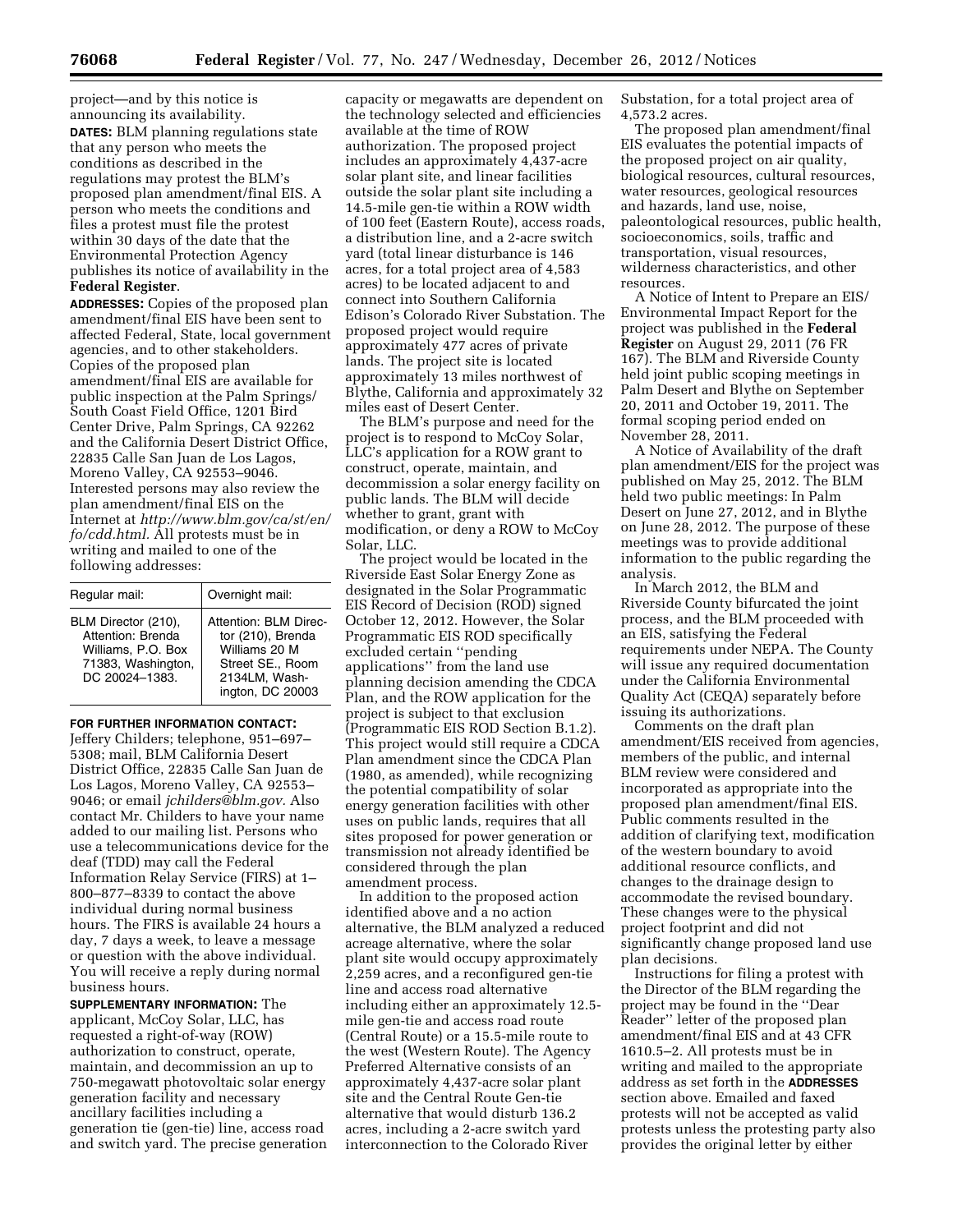project—and by this notice is announcing its availability.

**DATES:** BLM planning regulations state that any person who meets the conditions as described in the regulations may protest the BLM's proposed plan amendment/final EIS. A person who meets the conditions and files a protest must file the protest within 30 days of the date that the Environmental Protection Agency publishes its notice of availability in the **Federal Register**.

**ADDRESSES:** Copies of the proposed plan amendment/final EIS have been sent to affected Federal, State, local government agencies, and to other stakeholders. Copies of the proposed plan amendment/final EIS are available for public inspection at the Palm Springs/South Coast Field Office, 1201 Bird Center Drive, Palm Springs, CA 92262 and the California Desert District Office, 22835 Calle San Juan de Los Lagos, Moreno Valley, CA 92553–9046. Interested persons may also review the plan amendment/final EIS on the Internet at *http://www.blm.gov/ca/st/en/fo/cdd.html*. All protests must be in writing and mailed to one of the following addresses:

| Regular mail: | Overnight mail: |
|---|---|
| BLM Director (210), Attention: Brenda Williams, P.O. Box 71383, Washington, DC 20024–1383. | Attention: BLM Director (210), Brenda Williams 20 M Street SE., Room 2134LM, Washington, DC 20003 |

**FOR FURTHER INFORMATION CONTACT:** Jeffery Childers; telephone, 951–697–5308; mail, BLM California Desert District Office, 22835 Calle San Juan de Los Lagos, Moreno Valley, CA 92553–9046; or email *jchilders@blm.gov*. Also contact Mr. Childers to have your name added to our mailing list. Persons who use a telecommunications device for the deaf (TDD) may call the Federal Information Relay Service (FIRS) at 1–800–877–8339 to contact the above individual during normal business hours. The FIRS is available 24 hours a day, 7 days a week, to leave a message or question with the above individual. You will receive a reply during normal business hours.

**SUPPLEMENTARY INFORMATION:** The applicant, McCoy Solar, LLC, has requested a right-of-way (ROW) authorization to construct, operate, maintain, and decommission an up to 750-megawatt photovoltaic solar energy generation facility and necessary ancillary facilities including a generation tie (gen-tie) line, access road and switch yard. The precise generation capacity or megawatts are dependent on the technology selected and efficiencies available at the time of ROW authorization. The proposed project includes an approximately 4,437-acre solar plant site, and linear facilities outside the solar plant site including a 14.5-mile gen-tie within a ROW width of 100 feet (Eastern Route), access roads, a distribution line, and a 2-acre switch yard (total linear disturbance is 146 acres, for a total project area of 4,583 acres) to be located adjacent to and connect into Southern California Edison's Colorado River Substation. The proposed project would require approximately 477 acres of private lands. The project site is located approximately 13 miles northwest of Blythe, California and approximately 32 miles east of Desert Center.

The BLM's purpose and need for the project is to respond to McCoy Solar, LLC's application for a ROW grant to construct, operate, maintain, and decommission a solar energy facility on public lands. The BLM will decide whether to grant, grant with modification, or deny a ROW to McCoy Solar, LLC.

The project would be located in the Riverside East Solar Energy Zone as designated in the Solar Programmatic EIS Record of Decision (ROD) signed October 12, 2012. However, the Solar Programmatic EIS ROD specifically excluded certain "pending applications" from the land use planning decision amending the CDCA Plan, and the ROW application for the project is subject to that exclusion (Programmatic EIS ROD Section B.1.2). This project would still require a CDCA Plan amendment since the CDCA Plan (1980, as amended), while recognizing the potential compatibility of solar energy generation facilities with other uses on public lands, requires that all sites proposed for power generation or transmission not already identified be considered through the plan amendment process.

In addition to the proposed action identified above and a no action alternative, the BLM analyzed a reduced acreage alternative, where the solar plant site would occupy approximately 2,259 acres, and a reconfigured gen-tie line and access road alternative including either an approximately 12.5-mile gen-tie and access road route (Central Route) or a 15.5-mile route to the west (Western Route). The Agency Preferred Alternative consists of an approximately 4,437-acre solar plant site and the Central Route Gen-tie alternative that would disturb 136.2 acres, including a 2-acre switch yard interconnection to the Colorado River Substation, for a total project area of 4,573.2 acres.

The proposed plan amendment/final EIS evaluates the potential impacts of the proposed project on air quality, biological resources, cultural resources, water resources, geological resources and hazards, land use, noise, paleontological resources, public health, socioeconomics, soils, traffic and transportation, visual resources, wilderness characteristics, and other resources.

A Notice of Intent to Prepare an EIS/Environmental Impact Report for the project was published in the **Federal Register** on August 29, 2011 (76 FR 167). The BLM and Riverside County held joint public scoping meetings in Palm Desert and Blythe on September 20, 2011 and October 19, 2011. The formal scoping period ended on November 28, 2011.

A Notice of Availability of the draft plan amendment/EIS for the project was published on May 25, 2012. The BLM held two public meetings: In Palm Desert on June 27, 2012, and in Blythe on June 28, 2012. The purpose of these meetings was to provide additional information to the public regarding the analysis.

In March 2012, the BLM and Riverside County bifurcated the joint process, and the BLM proceeded with an EIS, satisfying the Federal requirements under NEPA. The County will issue any required documentation under the California Environmental Quality Act (CEQA) separately before issuing its authorizations.

Comments on the draft plan amendment/EIS received from agencies, members of the public, and internal BLM review were considered and incorporated as appropriate into the proposed plan amendment/final EIS. Public comments resulted in the addition of clarifying text, modification of the western boundary to avoid additional resource conflicts, and changes to the drainage design to accommodate the revised boundary. These changes were to the physical project footprint and did not significantly change proposed land use plan decisions.

Instructions for filing a protest with the Director of the BLM regarding the project may be found in the "Dear Reader" letter of the proposed plan amendment/final EIS and at 43 CFR 1610.5–2. All protests must be in writing and mailed to the appropriate address as set forth in the **ADDRESSES** section above. Emailed and faxed protests will not be accepted as valid protests unless the protesting party also provides the original letter by either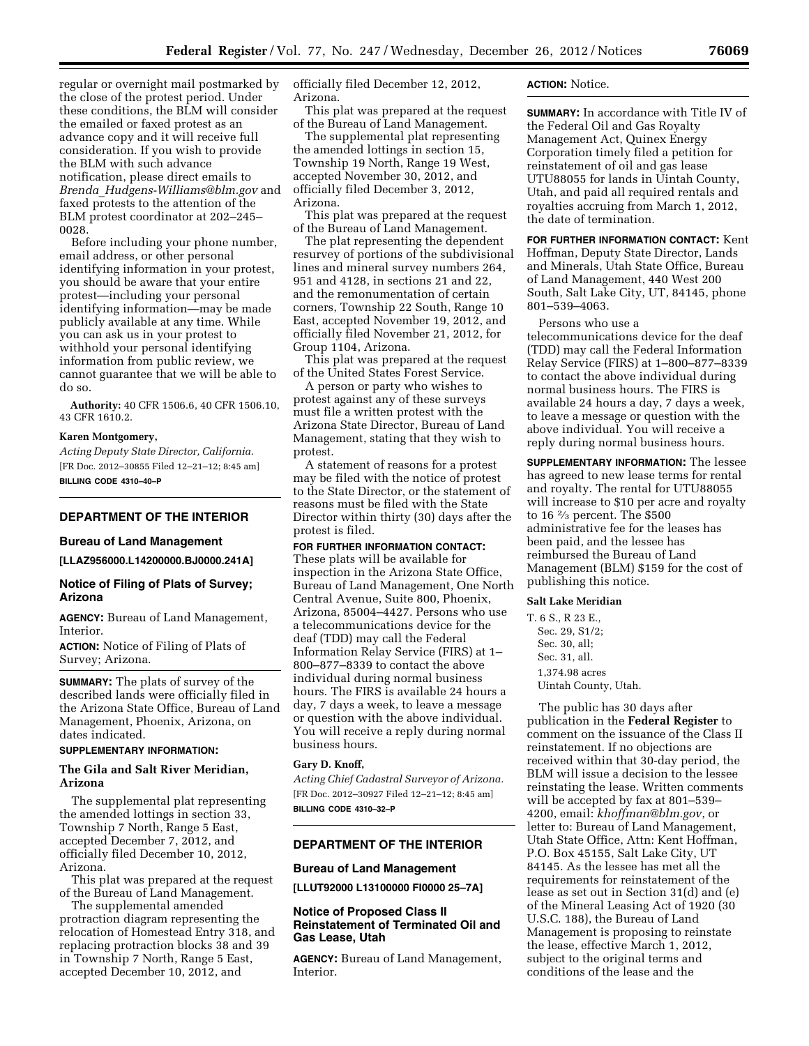regular or overnight mail postmarked by the close of the protest period. Under these conditions, the BLM will consider the emailed or faxed protest as an advance copy and it will receive full consideration. If you wish to provide the BLM with such advance notification, please direct emails to *Brenda_Hudgens-Williams@blm.gov* and faxed protests to the attention of the BLM protest coordinator at 202–245–0028.

Before including your phone number, email address, or other personal identifying information in your protest, you should be aware that your entire protest—including your personal identifying information—may be made publicly available at any time. While you can ask us in your protest to withhold your personal identifying information from public review, we cannot guarantee that we will be able to do so.

**Authority:** 40 CFR 1506.6, 40 CFR 1506.10, 43 CFR 1610.2.

**Karen Montgomery,**

*Acting Deputy State Director, California.*

[FR Doc. 2012–30855 Filed 12–21–12; 8:45 am]

**BILLING CODE 4310–40–P**

---

## DEPARTMENT OF THE INTERIOR

### Bureau of Land Management

**[LLAZ956000.L14200000.BJ0000.241A]**

### Notice of Filing of Plats of Survey; Arizona

**AGENCY:** Bureau of Land Management, Interior.

**ACTION:** Notice of Filing of Plats of Survey; Arizona.

**SUMMARY:** The plats of survey of the described lands were officially filed in the Arizona State Office, Bureau of Land Management, Phoenix, Arizona, on dates indicated.

**SUPPLEMENTARY INFORMATION:**

#### The Gila and Salt River Meridian, Arizona

The supplemental plat representing the amended lottings in section 33, Township 7 North, Range 5 East, accepted December 7, 2012, and officially filed December 10, 2012, Arizona.

This plat was prepared at the request of the Bureau of Land Management.

The supplemental amended protraction diagram representing the relocation of Homestead Entry 318, and replacing protraction blocks 38 and 39 in Township 7 North, Range 5 East, accepted December 10, 2012, and officially filed December 12, 2012, Arizona.

This plat was prepared at the request of the Bureau of Land Management.

The supplemental plat representing the amended lottings in section 15, Township 19 North, Range 19 West, accepted November 30, 2012, and officially filed December 3, 2012, Arizona.

This plat was prepared at the request of the Bureau of Land Management.

The plat representing the dependent resurvey of portions of the subdivisional lines and mineral survey numbers 264, 951 and 4128, in sections 21 and 22, and the remonumentation of certain corners, Township 22 South, Range 10 East, accepted November 19, 2012, and officially filed November 21, 2012, for Group 1104, Arizona.

This plat was prepared at the request of the United States Forest Service.

A person or party who wishes to protest against any of these surveys must file a written protest with the Arizona State Director, Bureau of Land Management, stating that they wish to protest.

A statement of reasons for a protest may be filed with the notice of protest to the State Director, or the statement of reasons must be filed with the State Director within thirty (30) days after the protest is filed.

**FOR FURTHER INFORMATION CONTACT:** These plats will be available for inspection in the Arizona State Office, Bureau of Land Management, One North Central Avenue, Suite 800, Phoenix, Arizona, 85004–4427. Persons who use a telecommunications device for the deaf (TDD) may call the Federal Information Relay Service (FIRS) at 1–800–877–8339 to contact the above individual during normal business hours. The FIRS is available 24 hours a day, 7 days a week, to leave a message or question with the above individual. You will receive a reply during normal business hours.

**Gary D. Knoff,**

*Acting Chief Cadastral Surveyor of Arizona.*

[FR Doc. 2012–30927 Filed 12–21–12; 8:45 am]

**BILLING CODE 4310–32–P**

---

## DEPARTMENT OF THE INTERIOR

### Bureau of Land Management

**[LLUT92000 L13100000 FI0000 25–7A]**

### Notice of Proposed Class II Reinstatement of Terminated Oil and Gas Lease, Utah

**AGENCY:** Bureau of Land Management, Interior.

**ACTION:** Notice.

**SUMMARY:** In accordance with Title IV of the Federal Oil and Gas Royalty Management Act, Quinex Energy Corporation timely filed a petition for reinstatement of oil and gas lease UTU88055 for lands in Uintah County, Utah, and paid all required rentals and royalties accruing from March 1, 2012, the date of termination.

**FOR FURTHER INFORMATION CONTACT:** Kent Hoffman, Deputy State Director, Lands and Minerals, Utah State Office, Bureau of Land Management, 440 West 200 South, Salt Lake City, UT, 84145, phone 801–539–4063.

Persons who use a telecommunications device for the deaf (TDD) may call the Federal Information Relay Service (FIRS) at 1–800–877–8339 to contact the above individual during normal business hours. The FIRS is available 24 hours a day, 7 days a week, to leave a message or question with the above individual. You will receive a reply during normal business hours.

**SUPPLEMENTARY INFORMATION:** The lessee has agreed to new lease terms for rental and royalty. The rental for UTU88055 will increase to $10 per acre and royalty to 16 ⅔ percent. The $500 administrative fee for the leases has been paid, and the lessee has reimbursed the Bureau of Land Management (BLM) $159 for the cost of publishing this notice.

#### Salt Lake Meridian

T. 6 S., R 23 E.,
Sec. 29, S1/2;
Sec. 30, all;
Sec. 31, all.
1,374.98 acres
Uintah County, Utah.

The public has 30 days after publication in the **Federal Register** to comment on the issuance of the Class II reinstatement. If no objections are received within that 30-day period, the BLM will issue a decision to the lessee reinstating the lease. Written comments will be accepted by fax at 801–539–4200, email: *khoffman@blm.gov*, or letter to: Bureau of Land Management, Utah State Office, Attn: Kent Hoffman, P.O. Box 45155, Salt Lake City, UT 84145. As the lessee has met all the requirements for reinstatement of the lease as set out in Section 31(d) and (e) of the Mineral Leasing Act of 1920 (30 U.S.C. 188), the Bureau of Land Management is proposing to reinstate the lease, effective March 1, 2012, subject to the original terms and conditions of the lease and the